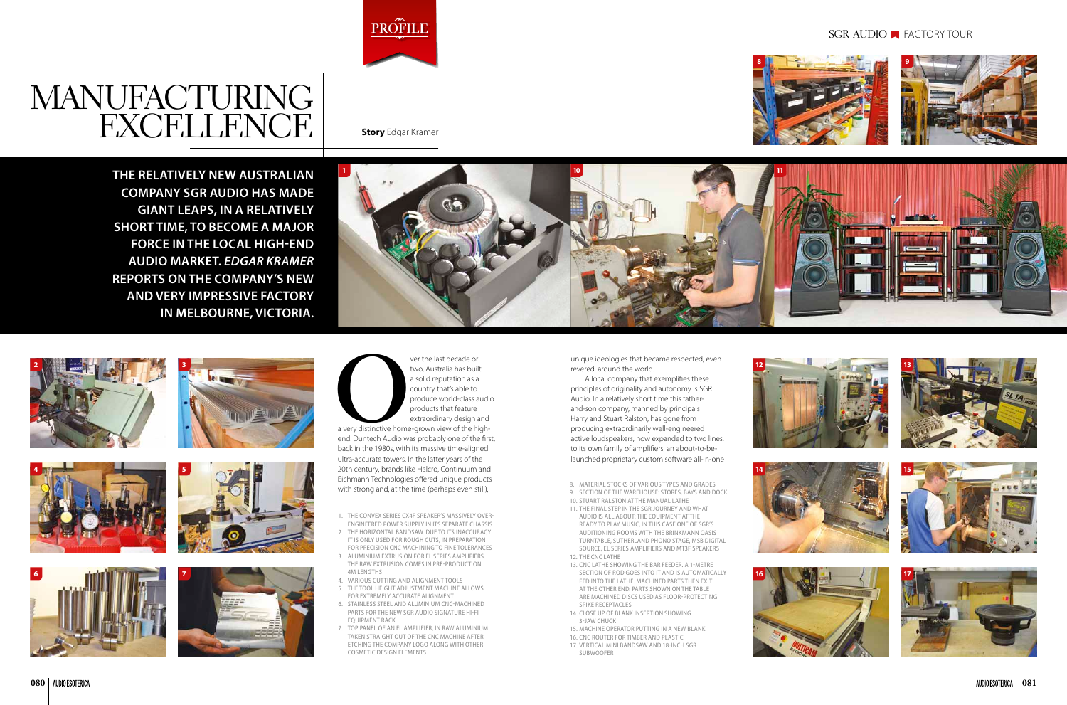PROFILE

SGR AUDIO ■ FACTORY TOUR

# MANUFACTURING EXCELLENCE

**Story** Edgar Kramer

**THE RELATIVELY NEW AUSTRALIAN COMPANY SGR AUDIO HAS MADE GIANT LEAPS, IN A RELATIVELY SHORT TIME, TO BECOME A MAJOR FORCE IN THE LOCAL HIGH-END AUDIO MARKET. *EDGAR KRAMER* REPORTS ON THE COMPANY'S NEW AND VERY IMPRESSIVE FACTORY IN MELBOURNE, VICTORIA.**

Over the last decade or two, Australia has built a solid reputation as a country that's able to produce world-class audio products that feature extraordinary design and a very distinctive home-grown view of the high-end. Duntech Audio was probably one of the first, back in the 1980s, with its massive time-aligned ultra-accurate towers. In the latter years of the 20th century, brands like Halcro, Continuum and Eichmann Technologies offered unique products with strong and, at the time (perhaps even still), unique ideologies that became respected, even revered, around the world.

A local company that exemplifies these principles of originality and autonomy is SGR Audio. In a relatively short time this father-and-son company, manned by principals Harry and Stuart Ralston, has gone from producing extraordinarily well-engineered active loudspeakers, now expanded to two lines, to its own family of amplifiers, an about-to-be-launched proprietary custom software all-in-one

1. THE CONVEX SERIES CX4F SPEAKER'S MASSIVELY OVER-ENGINEERED POWER SUPPLY IN ITS SEPARATE CHASSIS
2. THE HORIZONTAL BANDSAW. DUE TO ITS INACCURACY IT IS ONLY USED FOR ROUGH CUTS, IN PREPARATION FOR PRECISION CNC MACHINING TO FINE TOLERANCES
3. ALUMINIUM EXTRUSION FOR EL SERIES AMPLIFIERS. THE RAW EXTRUSION COMES IN PRE-PRODUCTION 4M LENGTHS
4. VARIOUS CUTTING AND ALIGNMENT TOOLS
5. THE TOOL HEIGHT ADJUSTMENT MACHINE ALLOWS FOR EXTREMELY ACCURATE ALIGNMENT
6. STAINLESS STEEL AND ALUMINIUM CNC-MACHINED PARTS FOR THE NEW SGR AUDIO SIGNATURE HI-FI EQUIPMENT RACK
7. TOP PANEL OF AN EL AMPLIFIER, IN RAW ALUMINIUM TAKEN STRAIGHT OUT OF THE CNC MACHINE AFTER ETCHING THE COMPANY LOGO ALONG WITH OTHER COSMETIC DESIGN ELEMENTS
8. MATERIAL STOCKS OF VARIOUS TYPES AND GRADES
9. SECTION OF THE WAREHOUSE: STORES, BAYS AND DOCK
10. STUART RALSTON AT THE MANUAL LATHE
11. THE FINAL STEP IN THE SGR JOURNEY AND WHAT AUDIO IS ALL ABOUT: THE EQUIPMENT AT THE READY TO PLAY MUSIC, IN THIS CASE ONE OF SGR'S AUDITIONING ROOMS WITH THE BRINKMANN OASIS TURNTABLE, SUTHERLAND PHONO STAGE, MSB DIGITAL SOURCE, EL SERIES AMPLIFIERS AND MT3F SPEAKERS
12. THE CNC LATHE
13. CNC LATHE SHOWING THE BAR FEEDER. A 1-METRE SECTION OF ROD GOES INTO IT AND IS AUTOMATICALLY FED INTO THE LATHE. MACHINED PARTS THEN EXIT AT THE OTHER END. PARTS SHOWN ON THE TABLE ARE MACHINED DISCS USED AS FLOOR-PROTECTING SPIKE RECEPTACLES
14. CLOSE UP OF BLANK INSERTION SHOWING 3-JAW CHUCK
15. MACHINE OPERATOR PUTTING IN A NEW BLANK
16. CNC ROUTER FOR TIMBER AND PLASTIC
17. VERTICAL MINI BANDSAW AND 18-INCH SGR SUBWOOFER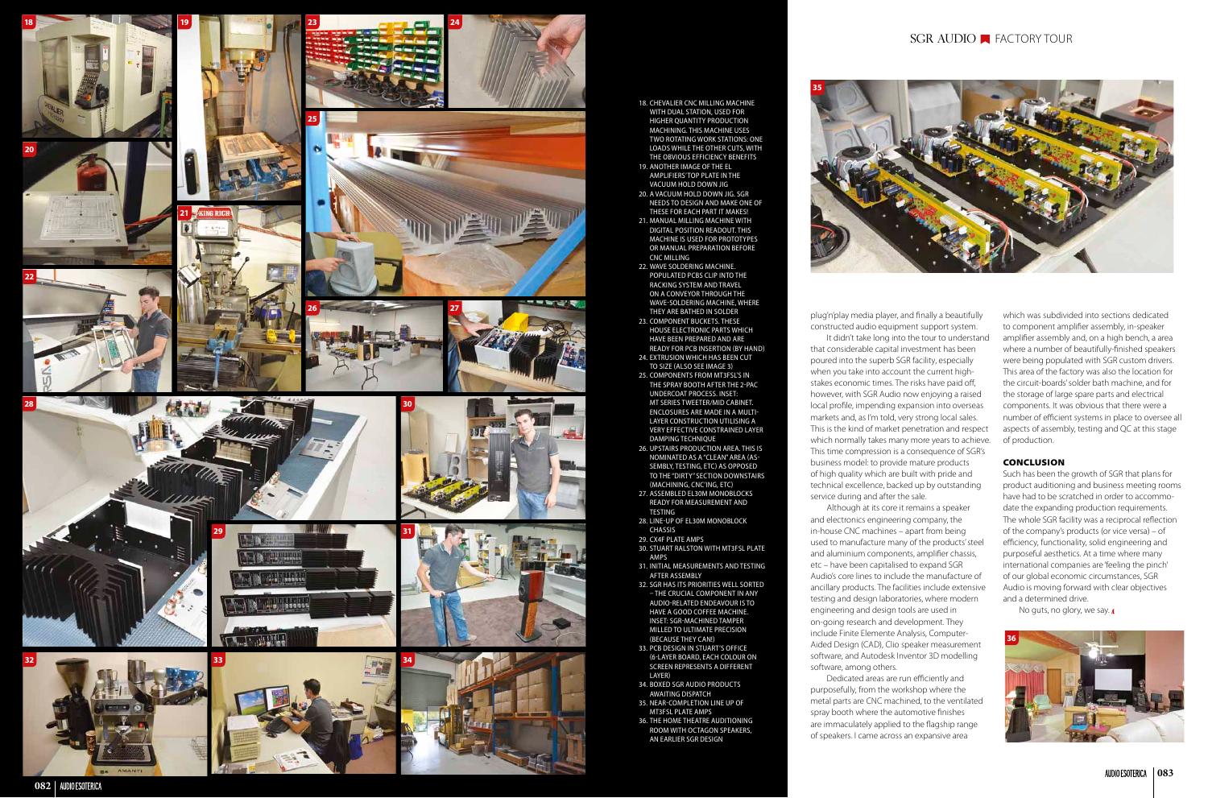18. CHEVALIER CNC MILLING MACHINE WITH DUAL STATION, USED FOR HIGHER QUANTITY PRODUCTION MACHINING. THIS MACHINE USES TWO ROTATING WORK STATIONS: ONE LOADS WHILE THE OTHER CUTS, WITH THE OBVIOUS EFFICIENCY BENEFITS
19. ANOTHER IMAGE OF THE EL AMPLIFIERS' TOP PLATE IN THE VACUUM HOLD DOWN JIG
20. A VACUUM HOLD DOWN JIG. SGR NEEDS TO DESIGN AND MAKE ONE OF THESE FOR EACH PART IT MAKES!
21. MANUAL MILLING MACHINE WITH DIGITAL POSITION READOUT. THIS MACHINE IS USED FOR PROTOTYPES OR MANUAL PREPARATION BEFORE CNC MILLING
22. WAVE SOLDERING MACHINE. POPULATED PCBS CLIP INTO THE RACKING SYSTEM AND TRAVEL ON A CONVEYOR THROUGH THE WAVE-SOLDERING MACHINE, WHERE THEY ARE BATHED IN SOLDER
23. COMPONENT BUCKETS. THESE HOUSE ELECTRONIC PARTS WHICH HAVE BEEN PREPARED AND ARE READY FOR PCB INSERTION (BY HAND)
24. EXTRUSION WHICH HAS BEEN CUT TO SIZE (ALSO SEE IMAGE 3)
25. COMPONENTS FROM MT3FSL'S IN THE SPRAY BOOTH AFTER THE 2-PAC UNDERCOAT PROCESS. INSET: MT SERIES TWEETER/MID CABINET. ENCLOSURES ARE MADE IN A MULTI-LAYER CONSTRUCTION UTILISING A VERY EFFECTIVE CONSTRAINED LAYER DAMPING TECHNIQUE
26. UPSTAIRS PRODUCTION AREA. THIS IS NOMINATED AS A "CLEAN" AREA (ASSEMBLY, TESTING, ETC) AS OPPOSED TO THE "DIRTY" SECTION DOWNSTAIRS (MACHINING, CNC'ING, ETC)
27. ASSEMBLED EL30M MONOBLOCKS READY FOR MEASUREMENT AND TESTING
28. LINE-UP OF EL30M MONOBLOCK CHASSIS
29. CX4F PLATE AMPS
30. STUART RALSTON WITH MT3FSL PLATE AMPS
31. INITIAL MEASUREMENTS AND TESTING AFTER ASSEMBLY
32. SGR HAS ITS PRIORITIES WELL SORTED – THE CRUCIAL COMPONENT IN ANY AUDIO-RELATED ENDEAVOUR IS TO HAVE A GOOD COFFEE MACHINE. INSET: SGR-MACHINED TAMPER MILLED TO ULTIMATE PRECISION (BECAUSE THEY CAN!)
33. PCB DESIGN IN STUART'S OFFICE (6-LAYER BOARD, EACH COLOUR ON SCREEN REPRESENTS A DIFFERENT LAYER)
34. BOXED SGR AUDIO PRODUCTS AWAITING DISPATCH
35. NEAR-COMPLETION LINE UP OF MT3FSL PLATE AMPS
36. THE HOME THEATRE AUDITIONING ROOM WITH OCTAGON SPEAKERS, AN EARLIER SGR DESIGN

plug'n'play media player, and finally a beautifully constructed audio equipment support system.

It didn't take long into the tour to understand that considerable capital investment has been poured into the superb SGR facility, especially when you take into account the current high-stakes economic times. The risks have paid off, however, with SGR Audio now enjoying a raised local profile, impending expansion into overseas markets and, as I'm told, very strong local sales. This is the kind of market penetration and respect which normally takes many more years to achieve. This time compression is a consequence of SGR's business model: to provide mature products of high quality which are built with pride and technical excellence, backed up by outstanding service during and after the sale.

Although at its core it remains a speaker and electronics engineering company, the in-house CNC machines – apart from being used to manufacture many of the products' steel and aluminium components, amplifier chassis, etc – have been capitalised to expand SGR Audio's core lines to include the manufacture of ancillary products. The facilities include extensive testing and design laboratories, where modern engineering and design tools are used in on-going research and development. They include Finite Elemente Analysis, Computer-Aided Design (CAD), Clio speaker measurement software, and Autodesk Inventor 3D modelling software, among others.

Dedicated areas are run efficiently and purposefully, from the workshop where the metal parts are CNC machined, to the ventilated spray booth where the automotive finishes are immaculately applied to the flagship range of speakers. I came across an expansive area which was subdivided into sections dedicated to component amplifier assembly, in-speaker amplifier assembly and, on a high bench, a area where a number of beautifully-finished speakers were being populated with SGR custom drivers. This area of the factory was also the location for the circuit-boards' solder bath machine, and for the storage of large spare parts and electrical components. It was obvious that there were a number of efficient systems in place to oversee all aspects of assembly, testing and QC at this stage of production.

## CONCLUSION

Such has been the growth of SGR that plans for product auditioning and business meeting rooms have had to be scratched in order to accommodate the expanding production requirements. The whole SGR facility was a reciprocal reflection of the company's products (or vice versa) – of efficiency, functionality, solid engineering and purposeful aesthetics. At a time where many international companies are 'feeling the pinch' of our global economic circumstances, SGR Audio is moving forward with clear objectives and a determined drive.

No guts, no glory, we say.